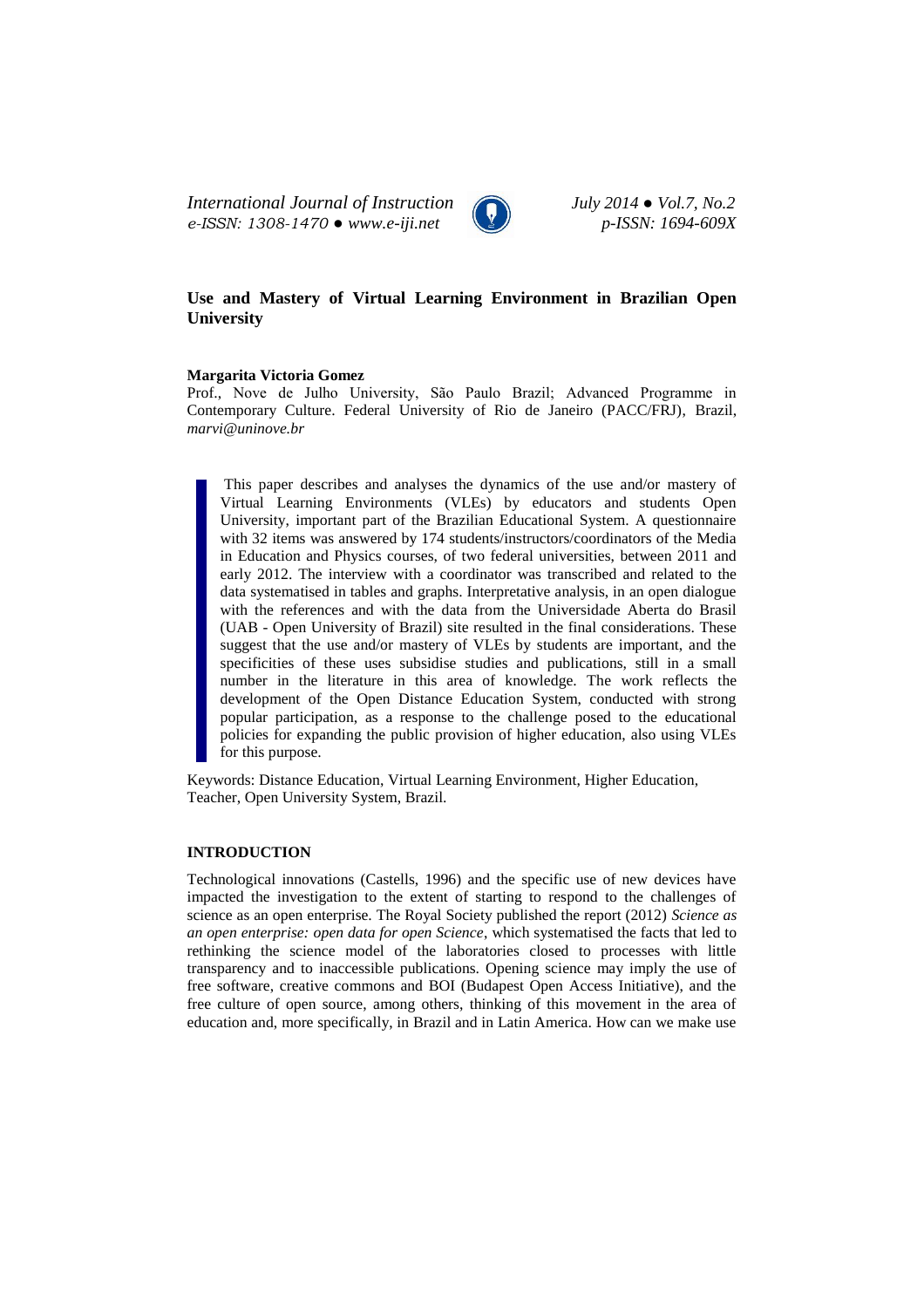# Use and Mastery of Virtual Learning Environment in Brazilian Open University

**Margarita Victoria Gomez**

Prof., Nove de Julho University, São Paulo Brazil; Advanced Programme in Contemporary Culture. Federal University of Rio de Janeiro (PACC/FRJ), Brazil, *marvi@uninove.br*

> This paper describes and analyses the dynamics of the use and/or mastery of Virtual Learning Environments (VLEs) by educators and students Open University, important part of the Brazilian Educational System. A questionnaire with 32 items was answered by 174 students/instructors/coordinators of the Media in Education and Physics courses, of two federal universities, between 2011 and early 2012. The interview with a coordinator was transcribed and related to the data systematised in tables and graphs. Interpretative analysis, in an open dialogue with the references and with the data from the Universidade Aberta do Brasil (UAB - Open University of Brazil) site resulted in the final considerations. These suggest that the use and/or mastery of VLEs by students are important, and the specificities of these uses subsidise studies and publications, still in a small number in the literature in this area of knowledge. The work reflects the development of the Open Distance Education System, conducted with strong popular participation, as a response to the challenge posed to the educational policies for expanding the public provision of higher education, also using VLEs for this purpose.

Keywords: Distance Education, Virtual Learning Environment, Higher Education, Teacher, Open University System, Brazil.

## INTRODUCTION

Technological innovations (Castells, 1996) and the specific use of new devices have impacted the investigation to the extent of starting to respond to the challenges of science as an open enterprise. The Royal Society published the report (2012) *Science as an open enterprise: open data for open Science*, which systematised the facts that led to rethinking the science model of the laboratories closed to processes with little transparency and to inaccessible publications. Opening science may imply the use of free software, creative commons and BOI (Budapest Open Access Initiative), and the free culture of open source, among others, thinking of this movement in the area of education and, more specifically, in Brazil and in Latin America. How can we make use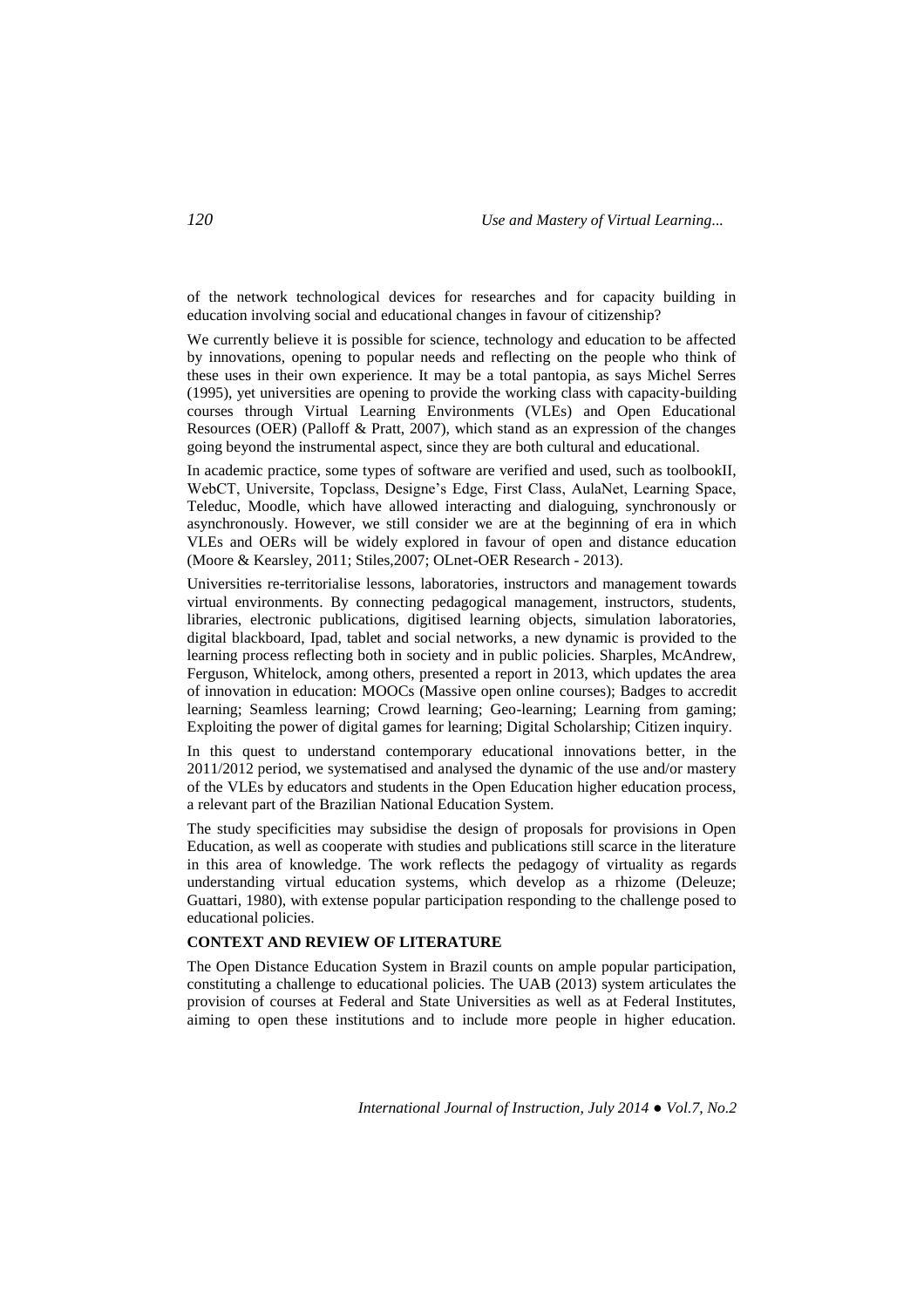of the network technological devices for researches and for capacity building in education involving social and educational changes in favour of citizenship?

We currently believe it is possible for science, technology and education to be affected by innovations, opening to popular needs and reflecting on the people who think of these uses in their own experience. It may be a total pantopia, as says Michel Serres (1995), yet universities are opening to provide the working class with capacity-building courses through Virtual Learning Environments (VLEs) and Open Educational Resources (OER) (Palloff & Pratt, 2007), which stand as an expression of the changes going beyond the instrumental aspect, since they are both cultural and educational.

In academic practice, some types of software are verified and used, such as toolbookII, WebCT, Universite, Topclass, Designe's Edge, First Class, AulaNet, Learning Space, Teleduc, Moodle, which have allowed interacting and dialoguing, synchronously or asynchronously. However, we still consider we are at the beginning of era in which VLEs and OERs will be widely explored in favour of open and distance education (Moore & Kearsley, 2011; Stiles,2007; OLnet-OER Research - 2013).

Universities re-territorialise lessons, laboratories, instructors and management towards virtual environments. By connecting pedagogical management, instructors, students, libraries, electronic publications, digitised learning objects, simulation laboratories, digital blackboard, Ipad, tablet and social networks, a new dynamic is provided to the learning process reflecting both in society and in public policies. Sharples, McAndrew, Ferguson, Whitelock, among others, presented a report in 2013, which updates the area of innovation in education: MOOCs (Massive open online courses); Badges to accredit learning; Seamless learning; Crowd learning; Geo-learning; Learning from gaming; Exploiting the power of digital games for learning; Digital Scholarship; Citizen inquiry.

In this quest to understand contemporary educational innovations better, in the 2011/2012 period, we systematised and analysed the dynamic of the use and/or mastery of the VLEs by educators and students in the Open Education higher education process, a relevant part of the Brazilian National Education System.

The study specificities may subsidise the design of proposals for provisions in Open Education, as well as cooperate with studies and publications still scarce in the literature in this area of knowledge. The work reflects the pedagogy of virtuality as regards understanding virtual education systems, which develop as a rhizome (Deleuze; Guattari, 1980), with extense popular participation responding to the challenge posed to educational policies.

## CONTEXT AND REVIEW OF LITERATURE

The Open Distance Education System in Brazil counts on ample popular participation, constituting a challenge to educational policies. The UAB (2013) system articulates the provision of courses at Federal and State Universities as well as at Federal Institutes, aiming to open these institutions and to include more people in higher education.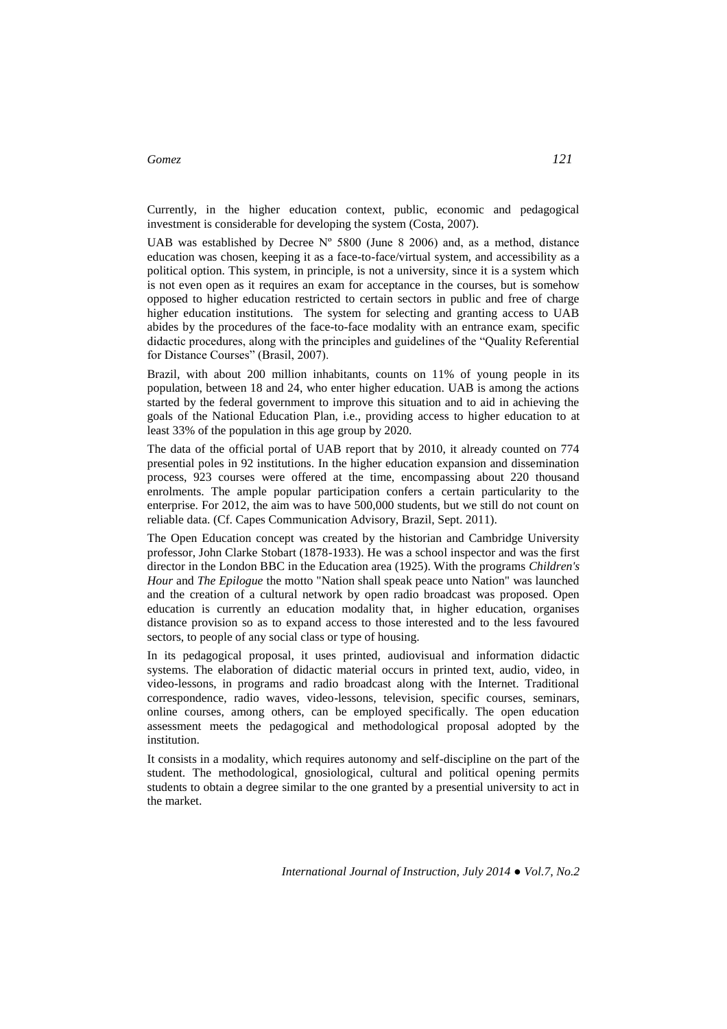Currently, in the higher education context, public, economic and pedagogical investment is considerable for developing the system (Costa, 2007).

UAB was established by Decree Nº 5800 (June 8 2006) and, as a method, distance education was chosen, keeping it as a face-to-face/virtual system, and accessibility as a political option. This system, in principle, is not a university, since it is a system which is not even open as it requires an exam for acceptance in the courses, but is somehow opposed to higher education restricted to certain sectors in public and free of charge higher education institutions. The system for selecting and granting access to UAB abides by the procedures of the face-to-face modality with an entrance exam, specific didactic procedures, along with the principles and guidelines of the "Quality Referential for Distance Courses" (Brasil, 2007).

Brazil, with about 200 million inhabitants, counts on 11% of young people in its population, between 18 and 24, who enter higher education. UAB is among the actions started by the federal government to improve this situation and to aid in achieving the goals of the National Education Plan, i.e., providing access to higher education to at least 33% of the population in this age group by 2020.

The data of the official portal of UAB report that by 2010, it already counted on 774 presential poles in 92 institutions. In the higher education expansion and dissemination process, 923 courses were offered at the time, encompassing about 220 thousand enrolments. The ample popular participation confers a certain particularity to the enterprise. For 2012, the aim was to have 500,000 students, but we still do not count on reliable data. (Cf. Capes Communication Advisory, Brazil, Sept. 2011).

The Open Education concept was created by the historian and Cambridge University professor, John Clarke Stobart (1878-1933). He was a school inspector and was the first director in the London BBC in the Education area (1925). With the programs *Children's Hour* and *The Epilogue* the motto "Nation shall speak peace unto Nation" was launched and the creation of a cultural network by open radio broadcast was proposed. Open education is currently an education modality that, in higher education, organises distance provision so as to expand access to those interested and to the less favoured sectors, to people of any social class or type of housing.

In its pedagogical proposal, it uses printed, audiovisual and information didactic systems. The elaboration of didactic material occurs in printed text, audio, video, in video-lessons, in programs and radio broadcast along with the Internet. Traditional correspondence, radio waves, video-lessons, television, specific courses, seminars, online courses, among others, can be employed specifically. The open education assessment meets the pedagogical and methodological proposal adopted by the institution.

It consists in a modality, which requires autonomy and self-discipline on the part of the student. The methodological, gnosiological, cultural and political opening permits students to obtain a degree similar to the one granted by a presential university to act in the market.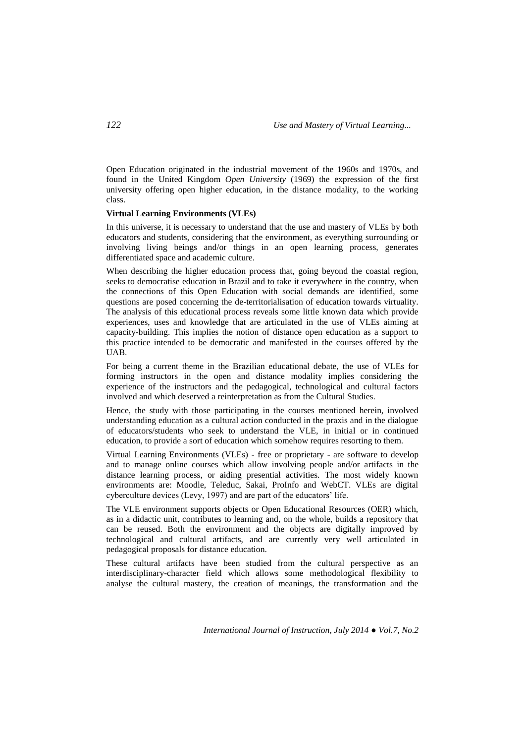Open Education originated in the industrial movement of the 1960s and 1970s, and found in the United Kingdom *Open University* (1969) the expression of the first university offering open higher education, in the distance modality, to the working class.

**Virtual Learning Environments (VLEs)**

In this universe, it is necessary to understand that the use and mastery of VLEs by both educators and students, considering that the environment, as everything surrounding or involving living beings and/or things in an open learning process, generates differentiated space and academic culture.

When describing the higher education process that, going beyond the coastal region, seeks to democratise education in Brazil and to take it everywhere in the country, when the connections of this Open Education with social demands are identified, some questions are posed concerning the de-territorialisation of education towards virtuality. The analysis of this educational process reveals some little known data which provide experiences, uses and knowledge that are articulated in the use of VLEs aiming at capacity-building. This implies the notion of distance open education as a support to this practice intended to be democratic and manifested in the courses offered by the UAB.

For being a current theme in the Brazilian educational debate, the use of VLEs for forming instructors in the open and distance modality implies considering the experience of the instructors and the pedagogical, technological and cultural factors involved and which deserved a reinterpretation as from the Cultural Studies.

Hence, the study with those participating in the courses mentioned herein, involved understanding education as a cultural action conducted in the praxis and in the dialogue of educators/students who seek to understand the VLE, in initial or in continued education, to provide a sort of education which somehow requires resorting to them.

Virtual Learning Environments (VLEs) - free or proprietary - are software to develop and to manage online courses which allow involving people and/or artifacts in the distance learning process, or aiding presential activities. The most widely known environments are: Moodle, Teleduc, Sakai, ProInfo and WebCT. VLEs are digital cyberculture devices (Levy, 1997) and are part of the educators' life.

The VLE environment supports objects or Open Educational Resources (OER) which, as in a didactic unit, contributes to learning and, on the whole, builds a repository that can be reused. Both the environment and the objects are digitally improved by technological and cultural artifacts, and are currently very well articulated in pedagogical proposals for distance education.

These cultural artifacts have been studied from the cultural perspective as an interdisciplinary-character field which allows some methodological flexibility to analyse the cultural mastery, the creation of meanings, the transformation and the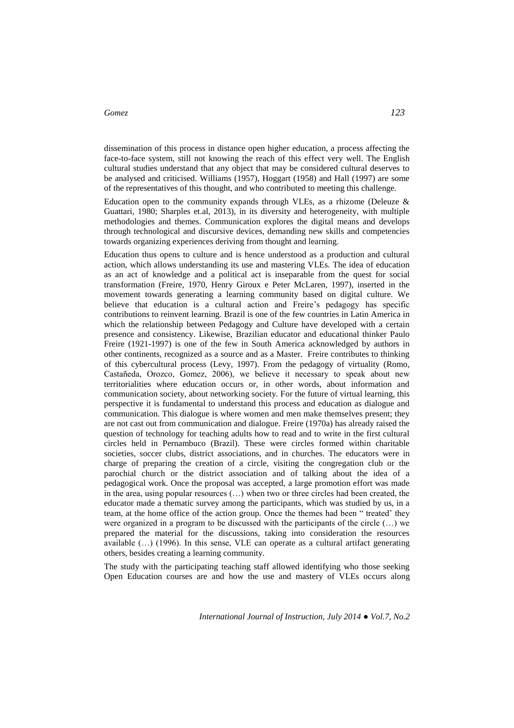dissemination of this process in distance open higher education, a process affecting the face-to-face system, still not knowing the reach of this effect very well. The English cultural studies understand that any object that may be considered cultural deserves to be analysed and criticised. Williams (1957), Hoggart (1958) and Hall (1997) are some of the representatives of this thought, and who contributed to meeting this challenge.

Education open to the community expands through VLEs, as a rhizome (Deleuze & Guattari, 1980; Sharples et.al, 2013), in its diversity and heterogeneity, with multiple methodologies and themes. Communication explores the digital means and develops through technological and discursive devices, demanding new skills and competencies towards organizing experiences deriving from thought and learning.

Education thus opens to culture and is hence understood as a production and cultural action, which allows understanding its use and mastering VLEs. The idea of education as an act of knowledge and a political act is inseparable from the quest for social transformation (Freire, 1970, Henry Giroux e Peter McLaren, 1997), inserted in the movement towards generating a learning community based on digital culture. We believe that education is a cultural action and Freire's pedagogy has specific contributions to reinvent learning. Brazil is one of the few countries in Latin America in which the relationship between Pedagogy and Culture have developed with a certain presence and consistency. Likewise, Brazilian educator and educational thinker Paulo Freire (1921-1997) is one of the few in South America acknowledged by authors in other continents, recognized as a source and as a Master. Freire contributes to thinking of this cybercultural process (Levy, 1997). From the pedagogy of virtuality (Romo, Castañeda, Orozco, Gomez, 2006), we believe it necessary to speak about new territorialities where education occurs or, in other words, about information and communication society, about networking society. For the future of virtual learning, this perspective it is fundamental to understand this process and education as dialogue and communication. This dialogue is where women and men make themselves present; they are not cast out from communication and dialogue. Freire (1970a) has already raised the question of technology for teaching adults how to read and to write in the first cultural circles held in Pernambuco (Brazil). These were circles formed within charitable societies, soccer clubs, district associations, and in churches. The educators were in charge of preparing the creation of a circle, visiting the congregation club or the parochial church or the district association and of talking about the idea of a pedagogical work. Once the proposal was accepted, a large promotion effort was made in the area, using popular resources (…) when two or three circles had been created, the educator made a thematic survey among the participants, which was studied by us, in a team, at the home office of the action group. Once the themes had been " treated' they were organized in a program to be discussed with the participants of the circle (…) we prepared the material for the discussions, taking into consideration the resources available (…) (1996). In this sense, VLE can operate as a cultural artifact generating others, besides creating a learning community.

The study with the participating teaching staff allowed identifying who those seeking Open Education courses are and how the use and mastery of VLEs occurs along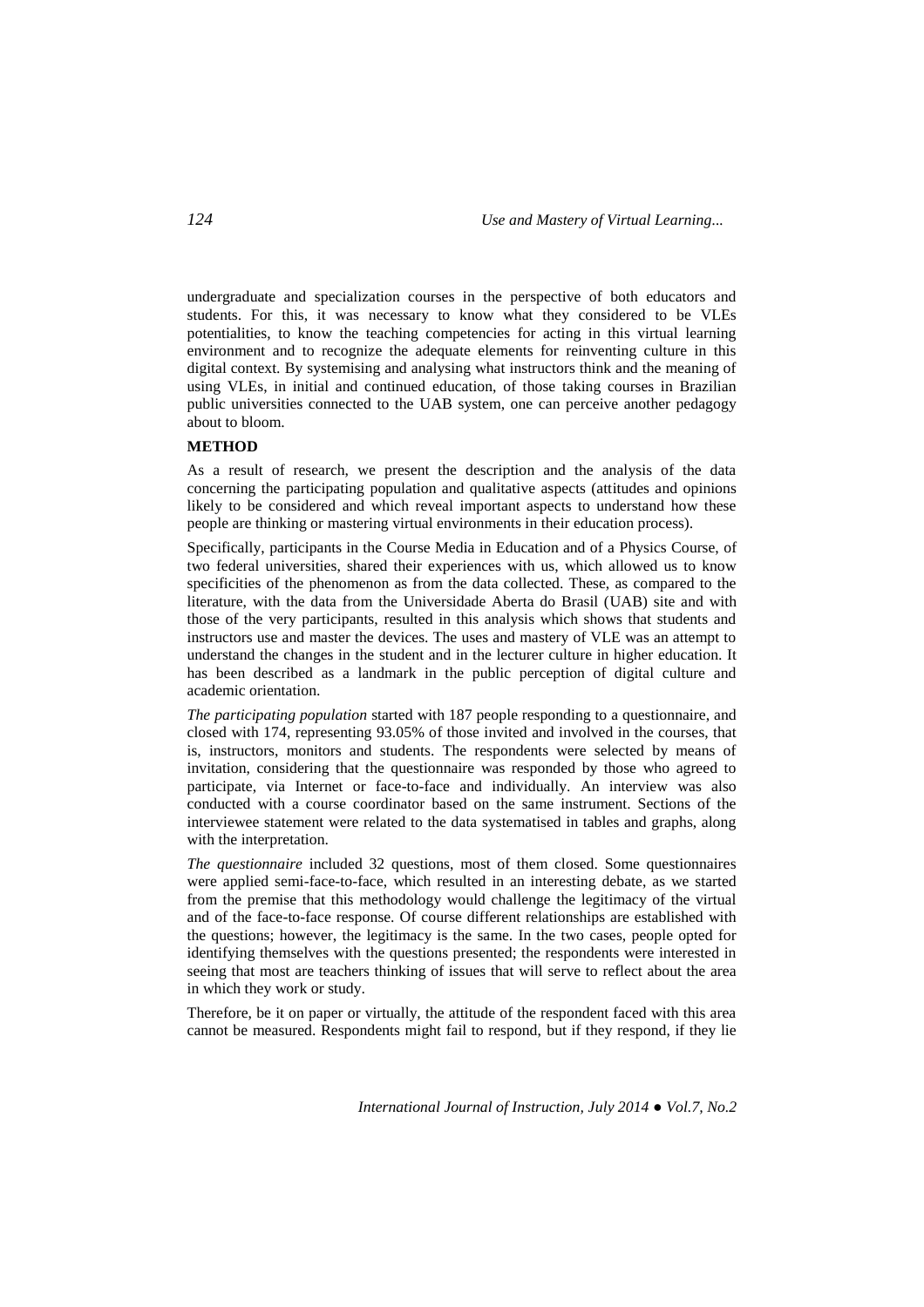undergraduate and specialization courses in the perspective of both educators and students. For this, it was necessary to know what they considered to be VLEs potentialities, to know the teaching competencies for acting in this virtual learning environment and to recognize the adequate elements for reinventing culture in this digital context. By systemising and analysing what instructors think and the meaning of using VLEs, in initial and continued education, of those taking courses in Brazilian public universities connected to the UAB system, one can perceive another pedagogy about to bloom.

## METHOD

As a result of research, we present the description and the analysis of the data concerning the participating population and qualitative aspects (attitudes and opinions likely to be considered and which reveal important aspects to understand how these people are thinking or mastering virtual environments in their education process).

Specifically, participants in the Course Media in Education and of a Physics Course, of two federal universities, shared their experiences with us, which allowed us to know specificities of the phenomenon as from the data collected. These, as compared to the literature, with the data from the Universidade Aberta do Brasil (UAB) site and with those of the very participants, resulted in this analysis which shows that students and instructors use and master the devices. The uses and mastery of VLE was an attempt to understand the changes in the student and in the lecturer culture in higher education. It has been described as a landmark in the public perception of digital culture and academic orientation.

*The participating population* started with 187 people responding to a questionnaire, and closed with 174, representing 93.05% of those invited and involved in the courses, that is, instructors, monitors and students. The respondents were selected by means of invitation, considering that the questionnaire was responded by those who agreed to participate, via Internet or face-to-face and individually. An interview was also conducted with a course coordinator based on the same instrument. Sections of the interviewee statement were related to the data systematised in tables and graphs, along with the interpretation.

*The questionnaire* included 32 questions, most of them closed. Some questionnaires were applied semi-face-to-face, which resulted in an interesting debate, as we started from the premise that this methodology would challenge the legitimacy of the virtual and of the face-to-face response. Of course different relationships are established with the questions; however, the legitimacy is the same. In the two cases, people opted for identifying themselves with the questions presented; the respondents were interested in seeing that most are teachers thinking of issues that will serve to reflect about the area in which they work or study.

Therefore, be it on paper or virtually, the attitude of the respondent faced with this area cannot be measured. Respondents might fail to respond, but if they respond, if they lie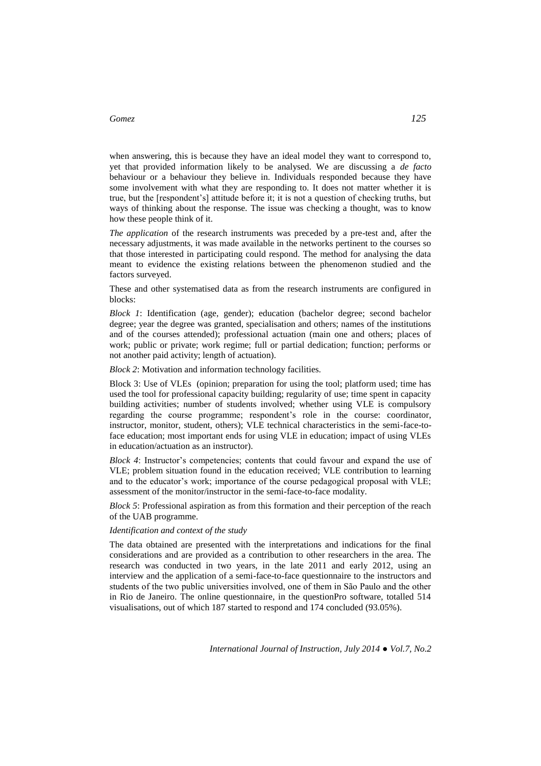when answering, this is because they have an ideal model they want to correspond to, yet that provided information likely to be analysed. We are discussing a *de facto* behaviour or a behaviour they believe in. Individuals responded because they have some involvement with what they are responding to. It does not matter whether it is true, but the [respondent's] attitude before it; it is not a question of checking truths, but ways of thinking about the response. The issue was checking a thought, was to know how these people think of it.

*The application* of the research instruments was preceded by a pre-test and, after the necessary adjustments, it was made available in the networks pertinent to the courses so that those interested in participating could respond. The method for analysing the data meant to evidence the existing relations between the phenomenon studied and the factors surveyed.

These and other systematised data as from the research instruments are configured in blocks:

*Block 1*: Identification (age, gender); education (bachelor degree; second bachelor degree; year the degree was granted, specialisation and others; names of the institutions and of the courses attended); professional actuation (main one and others; places of work; public or private; work regime; full or partial dedication; function; performs or not another paid activity; length of actuation).

*Block 2*: Motivation and information technology facilities.

Block 3: Use of VLEs (opinion; preparation for using the tool; platform used; time has used the tool for professional capacity building; regularity of use; time spent in capacity building activities; number of students involved; whether using VLE is compulsory regarding the course programme; respondent's role in the course: coordinator, instructor, monitor, student, others); VLE technical characteristics in the semi-face-to-face education; most important ends for using VLE in education; impact of using VLEs in education/actuation as an instructor).

*Block 4*: Instructor's competencies; contents that could favour and expand the use of VLE; problem situation found in the education received; VLE contribution to learning and to the educator's work; importance of the course pedagogical proposal with VLE; assessment of the monitor/instructor in the semi-face-to-face modality.

*Block 5*: Professional aspiration as from this formation and their perception of the reach of the UAB programme.

*Identification and context of the study*

The data obtained are presented with the interpretations and indications for the final considerations and are provided as a contribution to other researchers in the area. The research was conducted in two years, in the late 2011 and early 2012, using an interview and the application of a semi-face-to-face questionnaire to the instructors and students of the two public universities involved, one of them in São Paulo and the other in Rio de Janeiro. The online questionnaire, in the questionPro software, totalled 514 visualisations, out of which 187 started to respond and 174 concluded (93.05%).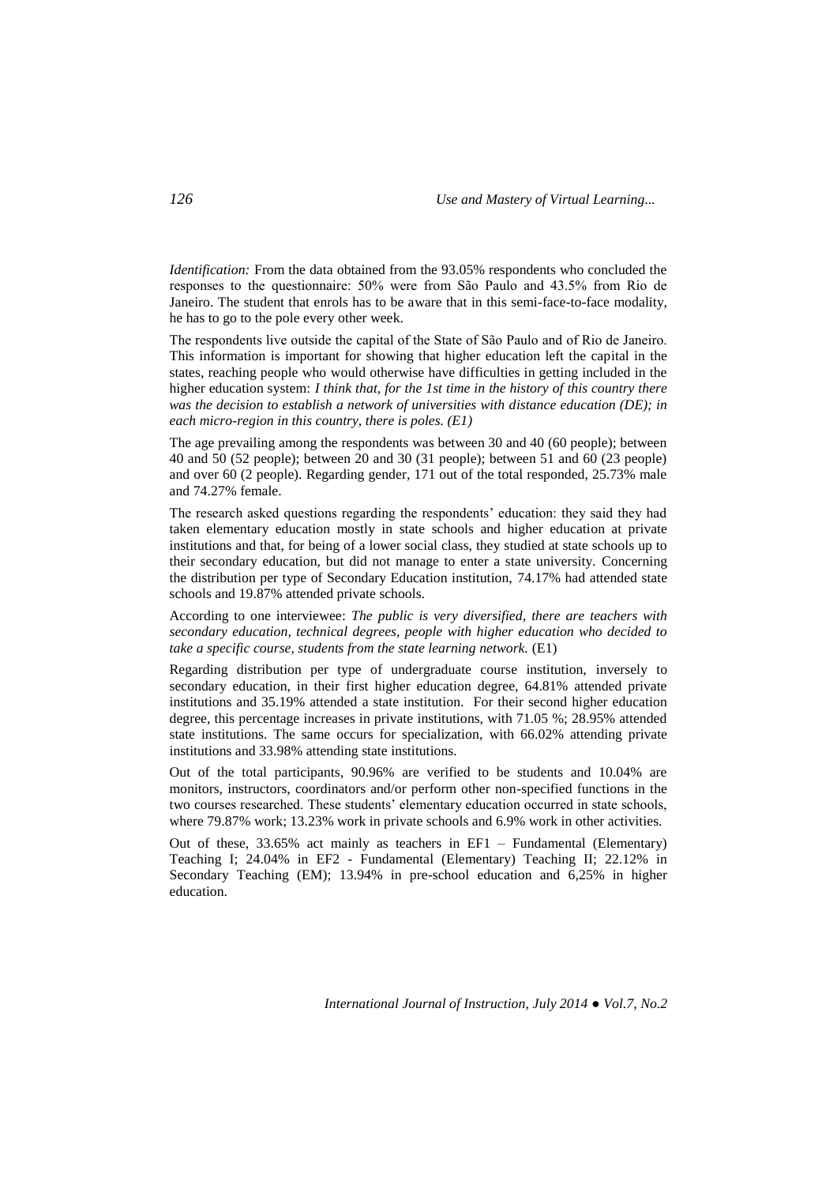*Identification:* From the data obtained from the 93.05% respondents who concluded the responses to the questionnaire: 50% were from São Paulo and 43.5% from Rio de Janeiro. The student that enrols has to be aware that in this semi-face-to-face modality, he has to go to the pole every other week.

The respondents live outside the capital of the State of São Paulo and of Rio de Janeiro. This information is important for showing that higher education left the capital in the states, reaching people who would otherwise have difficulties in getting included in the higher education system: *I think that, for the 1st time in the history of this country there was the decision to establish a network of universities with distance education (DE); in each micro-region in this country, there is poles. (E1)*

The age prevailing among the respondents was between 30 and 40 (60 people); between 40 and 50 (52 people); between 20 and 30 (31 people); between 51 and 60 (23 people) and over 60 (2 people). Regarding gender, 171 out of the total responded, 25.73% male and 74.27% female.

The research asked questions regarding the respondents' education: they said they had taken elementary education mostly in state schools and higher education at private institutions and that, for being of a lower social class, they studied at state schools up to their secondary education, but did not manage to enter a state university. Concerning the distribution per type of Secondary Education institution, 74.17% had attended state schools and 19.87% attended private schools.

According to one interviewee: *The public is very diversified, there are teachers with secondary education, technical degrees, people with higher education who decided to take a specific course, students from the state learning network.* (E1)

Regarding distribution per type of undergraduate course institution, inversely to secondary education, in their first higher education degree, 64.81% attended private institutions and 35.19% attended a state institution. For their second higher education degree, this percentage increases in private institutions, with 71.05 %; 28.95% attended state institutions. The same occurs for specialization, with 66.02% attending private institutions and 33.98% attending state institutions.

Out of the total participants, 90.96% are verified to be students and 10.04% are monitors, instructors, coordinators and/or perform other non-specified functions in the two courses researched. These students' elementary education occurred in state schools, where 79.87% work; 13.23% work in private schools and 6.9% work in other activities.

Out of these, 33.65% act mainly as teachers in EF1 – Fundamental (Elementary) Teaching I; 24.04% in EF2 - Fundamental (Elementary) Teaching II; 22.12% in Secondary Teaching (EM); 13.94% in pre-school education and 6,25% in higher education.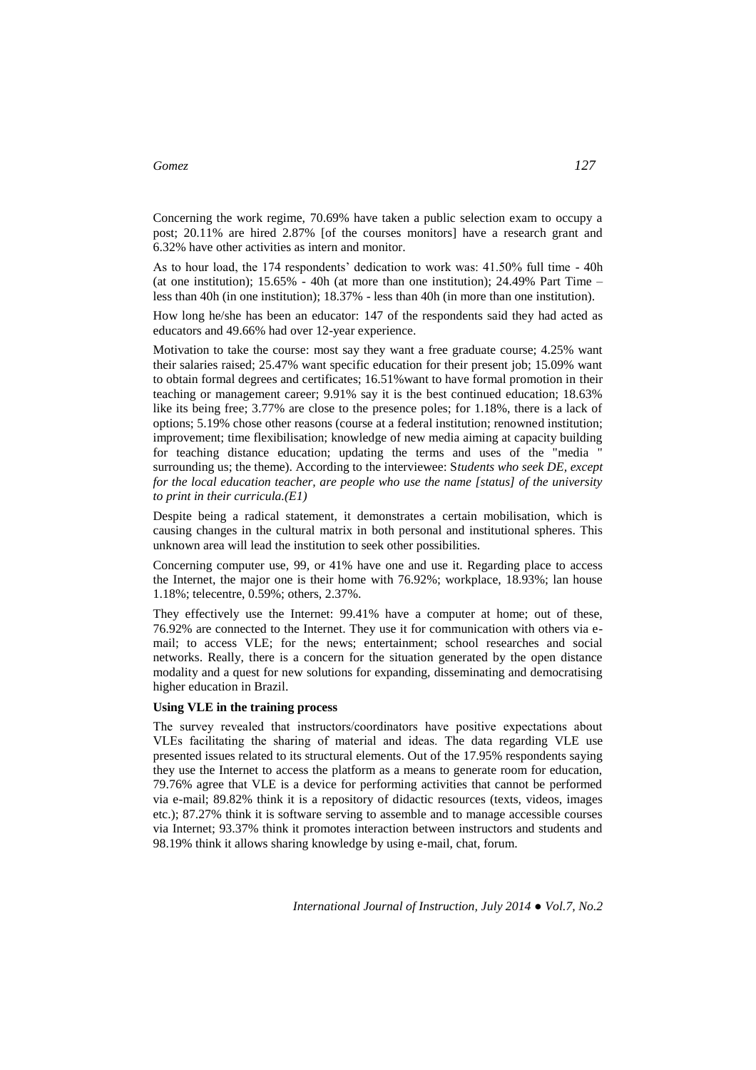Concerning the work regime, 70.69% have taken a public selection exam to occupy a post; 20.11% are hired 2.87% [of the courses monitors] have a research grant and 6.32% have other activities as intern and monitor.

As to hour load, the 174 respondents' dedication to work was: 41.50% full time - 40h (at one institution); 15.65% - 40h (at more than one institution); 24.49% Part Time – less than 40h (in one institution); 18.37% - less than 40h (in more than one institution).

How long he/she has been an educator: 147 of the respondents said they had acted as educators and 49.66% had over 12-year experience.

Motivation to take the course: most say they want a free graduate course; 4.25% want their salaries raised; 25.47% want specific education for their present job; 15.09% want to obtain formal degrees and certificates; 16.51%want to have formal promotion in their teaching or management career; 9.91% say it is the best continued education; 18.63% like its being free; 3.77% are close to the presence poles; for 1.18%, there is a lack of options; 5.19% chose other reasons (course at a federal institution; renowned institution; improvement; time flexibilisation; knowledge of new media aiming at capacity building for teaching distance education; updating the terms and uses of the "media " surrounding us; the theme). According to the interviewee: S*tudents who seek DE, except for the local education teacher, are people who use the name [status] of the university to print in their curricula.(E1)*

Despite being a radical statement, it demonstrates a certain mobilisation, which is causing changes in the cultural matrix in both personal and institutional spheres. This unknown area will lead the institution to seek other possibilities.

Concerning computer use, 99, or 41% have one and use it. Regarding place to access the Internet, the major one is their home with 76.92%; workplace, 18.93%; lan house 1.18%; telecentre, 0.59%; others, 2.37%.

They effectively use the Internet: 99.41% have a computer at home; out of these, 76.92% are connected to the Internet. They use it for communication with others via e-mail; to access VLE; for the news; entertainment; school researches and social networks. Really, there is a concern for the situation generated by the open distance modality and a quest for new solutions for expanding, disseminating and democratising higher education in Brazil.

**Using VLE in the training process**

The survey revealed that instructors/coordinators have positive expectations about VLEs facilitating the sharing of material and ideas. The data regarding VLE use presented issues related to its structural elements. Out of the 17.95% respondents saying they use the Internet to access the platform as a means to generate room for education, 79.76% agree that VLE is a device for performing activities that cannot be performed via e-mail; 89.82% think it is a repository of didactic resources (texts, videos, images etc.); 87.27% think it is software serving to assemble and to manage accessible courses via Internet; 93.37% think it promotes interaction between instructors and students and 98.19% think it allows sharing knowledge by using e-mail, chat, forum.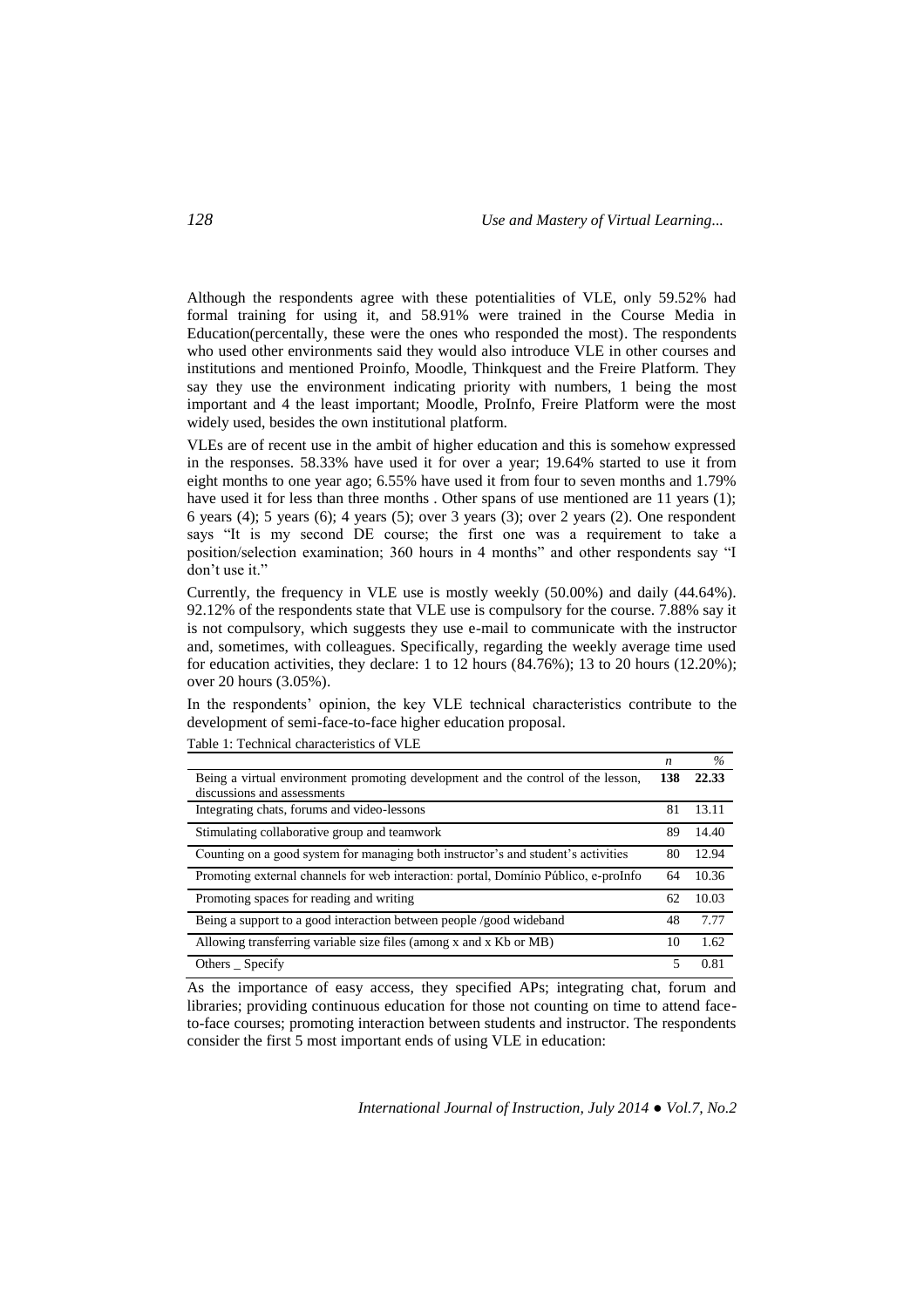Although the respondents agree with these potentialities of VLE, only 59.52% had formal training for using it, and 58.91% were trained in the Course Media in Education(percentally, these were the ones who responded the most). The respondents who used other environments said they would also introduce VLE in other courses and institutions and mentioned Proinfo, Moodle, Thinkquest and the Freire Platform. They say they use the environment indicating priority with numbers, 1 being the most important and 4 the least important; Moodle, ProInfo, Freire Platform were the most widely used, besides the own institutional platform.

VLEs are of recent use in the ambit of higher education and this is somehow expressed in the responses. 58.33% have used it for over a year; 19.64% started to use it from eight months to one year ago; 6.55% have used it from four to seven months and 1.79% have used it for less than three months . Other spans of use mentioned are 11 years (1); 6 years (4); 5 years (6); 4 years (5); over 3 years (3); over 2 years (2). One respondent says "It is my second DE course; the first one was a requirement to take a position/selection examination; 360 hours in 4 months" and other respondents say "I don't use it."

Currently, the frequency in VLE use is mostly weekly (50.00%) and daily (44.64%). 92.12% of the respondents state that VLE use is compulsory for the course. 7.88% say it is not compulsory, which suggests they use e-mail to communicate with the instructor and, sometimes, with colleagues. Specifically, regarding the weekly average time used for education activities, they declare: 1 to 12 hours (84.76%); 13 to 20 hours (12.20%); over 20 hours (3.05%).

In the respondents' opinion, the key VLE technical characteristics contribute to the development of semi-face-to-face higher education proposal.

Table 1: Technical characteristics of VLE

| | *n* | *%* |
|---|---|---|
| Being a virtual environment promoting development and the control of the lesson, discussions and assessments | **138** | **22.33** |
| Integrating chats, forums and video-lessons | 81 | 13.11 |
| Stimulating collaborative group and teamwork | 89 | 14.40 |
| Counting on a good system for managing both instructor's and student's activities | 80 | 12.94 |
| Promoting external channels for web interaction: portal, Domínio Público, e-proInfo | 64 | 10.36 |
| Promoting spaces for reading and writing | 62 | 10.03 |
| Being a support to a good interaction between people /good wideband | 48 | 7.77 |
| Allowing transferring variable size files (among x and x Kb or MB) | 10 | 1.62 |
| Others _ Specify | 5 | 0.81 |

As the importance of easy access, they specified APs; integrating chat, forum and libraries; providing continuous education for those not counting on time to attend face-to-face courses; promoting interaction between students and instructor. The respondents consider the first 5 most important ends of using VLE in education: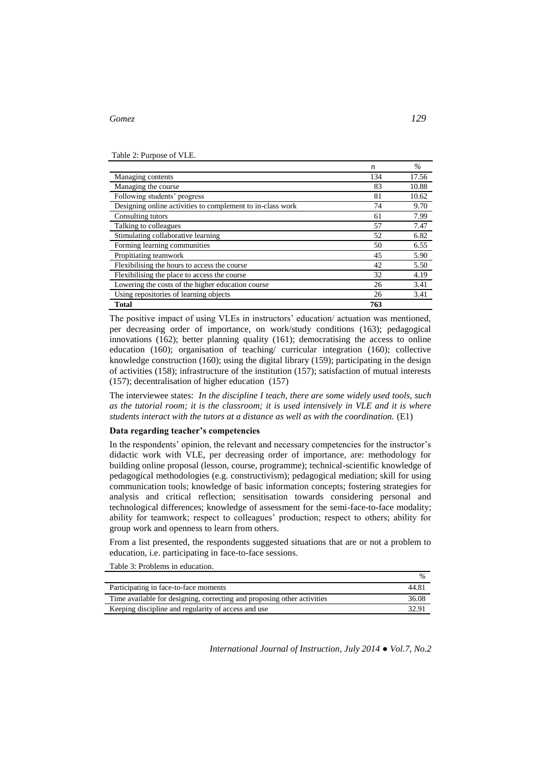Table 2: Purpose of VLE.

| | *n* | *%* |
|---|---|---|
| Managing contents | 134 | 17.56 |
| Managing the course | 83 | 10.88 |
| Following students' progress | 81 | 10.62 |
| Designing online activities to complement to in-class work | 74 | 9.70 |
| Consulting tutors | 61 | 7.99 |
| Talking to colleagues | 57 | 7.47 |
| Stimulating collaborative learning | 52 | 6.82 |
| Forming learning communities | 50 | 6.55 |
| Propitiating teamwork | 45 | 5.90 |
| Flexibilising the hours to access the course | 42 | 5.50 |
| Flexibilising the place to access the course | 32 | 4.19 |
| Lowering the costs of the higher education course | 26 | 3.41 |
| Using repositories of learning objects | 26 | 3.41 |
| **Total** | 763 | |

The positive impact of using VLEs in instructors' education/ actuation was mentioned, per decreasing order of importance, on work/study conditions (163); pedagogical innovations (162); better planning quality (161); democratising the access to online education (160); organisation of teaching/ curricular integration (160); collective knowledge construction (160); using the digital library (159); participating in the design of activities (158); infrastructure of the institution (157); satisfaction of mutual interests (157); decentralisation of higher education (157)

The interviewee states: *In the discipline I teach, there are some widely used tools, such as the tutorial room; it is the classroom; it is used intensively in VLE and it is where students interact with the tutors at a distance as well as with the coordination.* (E1)

**Data regarding teacher's competencies**

In the respondents' opinion, the relevant and necessary competencies for the instructor's didactic work with VLE, per decreasing order of importance, are: methodology for building online proposal (lesson, course, programme); technical-scientific knowledge of pedagogical methodologies (e.g. constructivism); pedagogical mediation; skill for using communication tools; knowledge of basic information concepts; fostering strategies for analysis and critical reflection; sensitisation towards considering personal and technological differences; knowledge of assessment for the semi-face-to-face modality; ability for teamwork; respect to colleagues' production; respect to others; ability for group work and openness to learn from others.

From a list presented, the respondents suggested situations that are or not a problem to education, i.e. participating in face-to-face sessions.

Table 3: Problems in education.

| | *%* |
|---|---|
| Participating in face-to-face moments | 44.81 |
| Time available for designing, correcting and proposing other activities | 36.08 |
| Keeping discipline and regularity of access and use | 32.91 |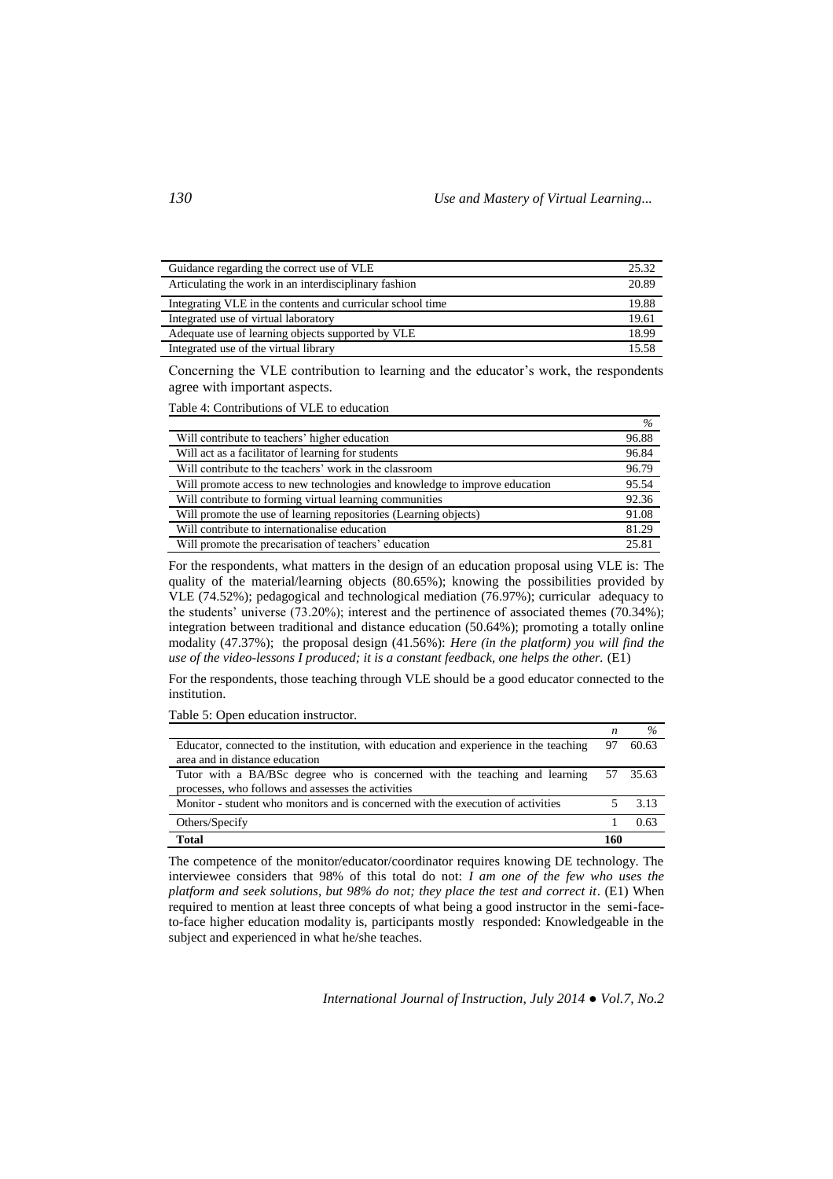| | |
|---|---|
| Guidance regarding the correct use of VLE | 25.32 |
| Articulating the work in an interdisciplinary fashion | 20.89 |
| Integrating VLE in the contents and curricular school time | 19.88 |
| Integrated use of virtual laboratory | 19.61 |
| Adequate use of learning objects supported by VLE | 18.99 |
| Integrated use of the virtual library | 15.58 |

Concerning the VLE contribution to learning and the educator's work, the respondents agree with important aspects.

Table 4: Contributions of VLE to education

| | % |
|---|---|
| Will contribute to teachers' higher education | 96.88 |
| Will act as a facilitator of learning for students | 96.84 |
| Will contribute to the teachers' work in the classroom | 96.79 |
| Will promote access to new technologies and knowledge to improve education | 95.54 |
| Will contribute to forming virtual learning communities | 92.36 |
| Will promote the use of learning repositories (Learning objects) | 91.08 |
| Will contribute to internationalise education | 81.29 |
| Will promote the precarisation of teachers' education | 25.81 |

For the respondents, what matters in the design of an education proposal using VLE is: The quality of the material/learning objects (80.65%); knowing the possibilities provided by VLE (74.52%); pedagogical and technological mediation (76.97%); curricular adequacy to the students' universe (73.20%); interest and the pertinence of associated themes (70.34%); integration between traditional and distance education (50.64%); promoting a totally online modality (47.37%); the proposal design (41.56%): *Here (in the platform) you will find the use of the video-lessons I produced; it is a constant feedback, one helps the other.* (E1)

For the respondents, those teaching through VLE should be a good educator connected to the institution.

Table 5: Open education instructor.

| | *n* | % |
|---|---|---|
| Educator, connected to the institution, with education and experience in the teaching area and in distance education | 97 | 60.63 |
| Tutor with a BA/BSc degree who is concerned with the teaching and learning processes, who follows and assesses the activities | 57 | 35.63 |
| Monitor - student who monitors and is concerned with the execution of activities | 5 | 3.13 |
| Others/Specify | 1 | 0.63 |
| **Total** | **160** | |

The competence of the monitor/educator/coordinator requires knowing DE technology. The interviewee considers that 98% of this total do not: *I am one of the few who uses the platform and seek solutions, but 98% do not; they place the test and correct it*. (E1) When required to mention at least three concepts of what being a good instructor in the semi-face-to-face higher education modality is, participants mostly responded: Knowledgeable in the subject and experienced in what he/she teaches.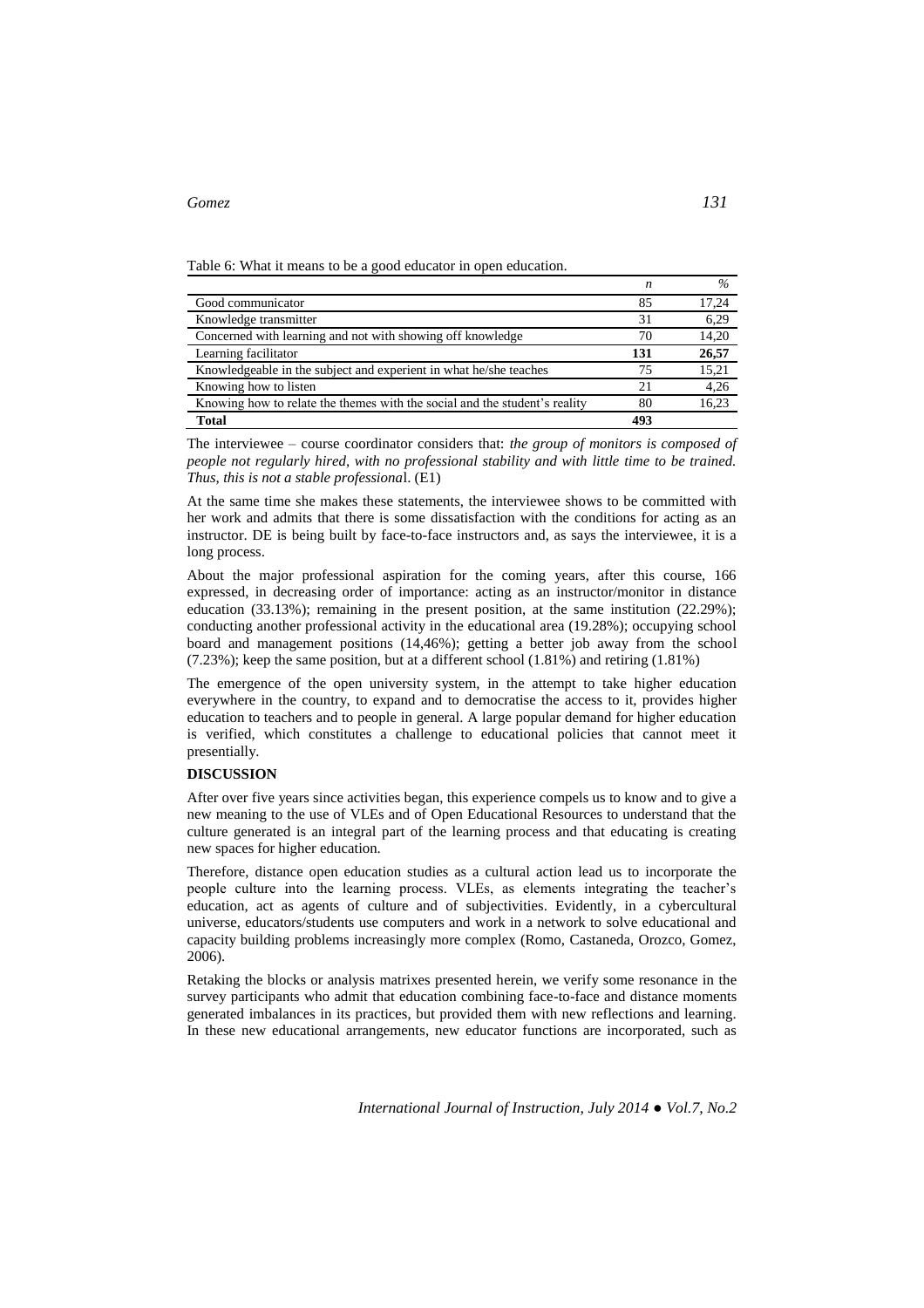Table 6: What it means to be a good educator in open education.

| | *n* | % |
|---|---|---|
| Good communicator | 85 | 17,24 |
| Knowledge transmitter | 31 | 6,29 |
| Concerned with learning and not with showing off knowledge | 70 | 14,20 |
| Learning facilitator | **131** | **26,57** |
| Knowledgeable in the subject and experient in what he/she teaches | 75 | 15,21 |
| Knowing how to listen | 21 | 4,26 |
| Knowing how to relate the themes with the social and the student's reality | 80 | 16,23 |
| **Total** | **493** | |

The interviewee – course coordinator considers that: *the group of monitors is composed of people not regularly hired, with no professional stability and with little time to be trained. Thus, this is not a stable professiona*l. (E1)

At the same time she makes these statements, the interviewee shows to be committed with her work and admits that there is some dissatisfaction with the conditions for acting as an instructor. DE is being built by face-to-face instructors and, as says the interviewee, it is a long process.

About the major professional aspiration for the coming years, after this course, 166 expressed, in decreasing order of importance: acting as an instructor/monitor in distance education (33.13%); remaining in the present position, at the same institution (22.29%); conducting another professional activity in the educational area (19.28%); occupying school board and management positions (14,46%); getting a better job away from the school (7.23%); keep the same position, but at a different school (1.81%) and retiring (1.81%)

The emergence of the open university system, in the attempt to take higher education everywhere in the country, to expand and to democratise the access to it, provides higher education to teachers and to people in general. A large popular demand for higher education is verified, which constitutes a challenge to educational policies that cannot meet it presentially.

## DISCUSSION

After over five years since activities began, this experience compels us to know and to give a new meaning to the use of VLEs and of Open Educational Resources to understand that the culture generated is an integral part of the learning process and that educating is creating new spaces for higher education.

Therefore, distance open education studies as a cultural action lead us to incorporate the people culture into the learning process. VLEs, as elements integrating the teacher's education, act as agents of culture and of subjectivities. Evidently, in a cybercultural universe, educators/students use computers and work in a network to solve educational and capacity building problems increasingly more complex (Romo, Castaneda, Orozco, Gomez, 2006).

Retaking the blocks or analysis matrixes presented herein, we verify some resonance in the survey participants who admit that education combining face-to-face and distance moments generated imbalances in its practices, but provided them with new reflections and learning. In these new educational arrangements, new educator functions are incorporated, such as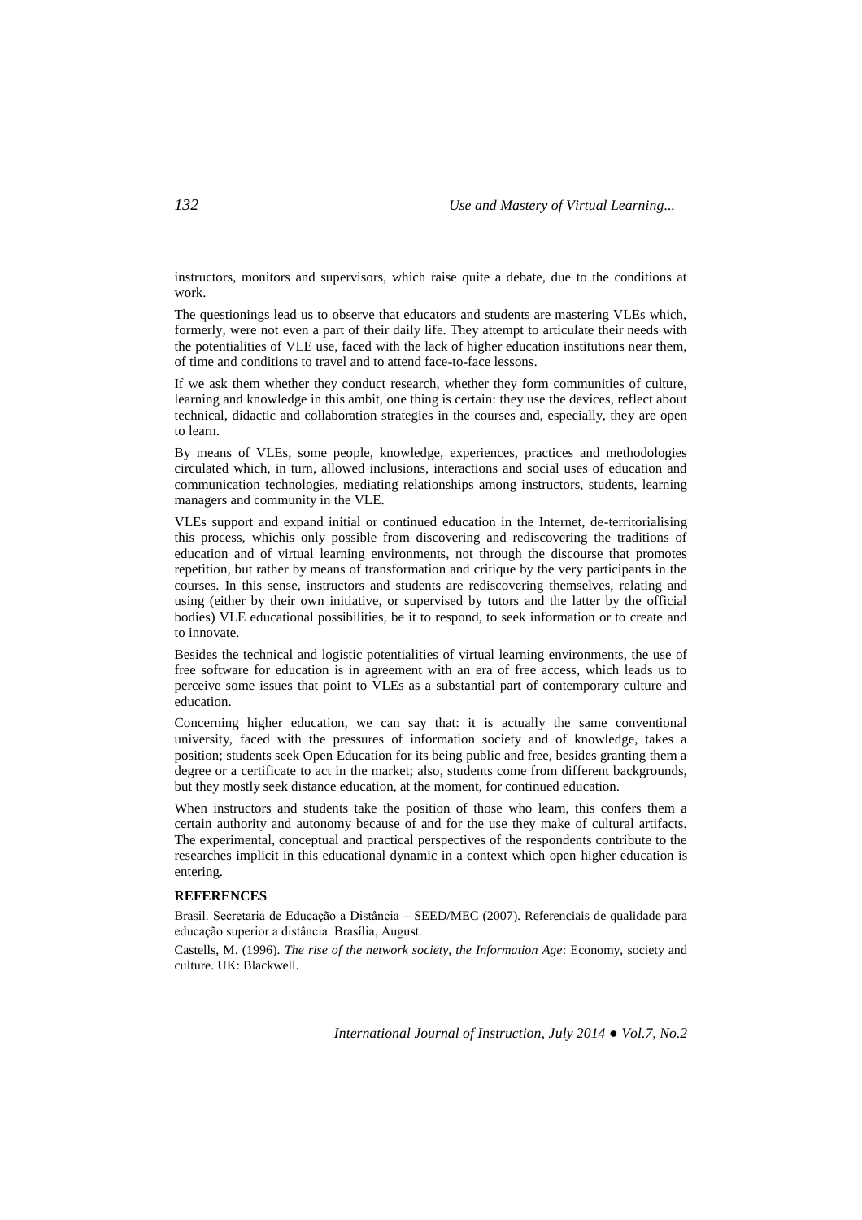instructors, monitors and supervisors, which raise quite a debate, due to the conditions at work.

The questionings lead us to observe that educators and students are mastering VLEs which, formerly, were not even a part of their daily life. They attempt to articulate their needs with the potentialities of VLE use, faced with the lack of higher education institutions near them, of time and conditions to travel and to attend face-to-face lessons.

If we ask them whether they conduct research, whether they form communities of culture, learning and knowledge in this ambit, one thing is certain: they use the devices, reflect about technical, didactic and collaboration strategies in the courses and, especially, they are open to learn.

By means of VLEs, some people, knowledge, experiences, practices and methodologies circulated which, in turn, allowed inclusions, interactions and social uses of education and communication technologies, mediating relationships among instructors, students, learning managers and community in the VLE.

VLEs support and expand initial or continued education in the Internet, de-territorialising this process, whichis only possible from discovering and rediscovering the traditions of education and of virtual learning environments, not through the discourse that promotes repetition, but rather by means of transformation and critique by the very participants in the courses. In this sense, instructors and students are rediscovering themselves, relating and using (either by their own initiative, or supervised by tutors and the latter by the official bodies) VLE educational possibilities, be it to respond, to seek information or to create and to innovate.

Besides the technical and logistic potentialities of virtual learning environments, the use of free software for education is in agreement with an era of free access, which leads us to perceive some issues that point to VLEs as a substantial part of contemporary culture and education.

Concerning higher education, we can say that: it is actually the same conventional university, faced with the pressures of information society and of knowledge, takes a position; students seek Open Education for its being public and free, besides granting them a degree or a certificate to act in the market; also, students come from different backgrounds, but they mostly seek distance education, at the moment, for continued education.

When instructors and students take the position of those who learn, this confers them a certain authority and autonomy because of and for the use they make of cultural artifacts. The experimental, conceptual and practical perspectives of the respondents contribute to the researches implicit in this educational dynamic in a context which open higher education is entering.

## REFERENCES

Brasil. Secretaria de Educação a Distância – SEED/MEC (2007). Referenciais de qualidade para educação superior a distância. Brasília, August.

Castells, M. (1996). *The rise of the network society, the Information Age*: Economy, society and culture. UK: Blackwell.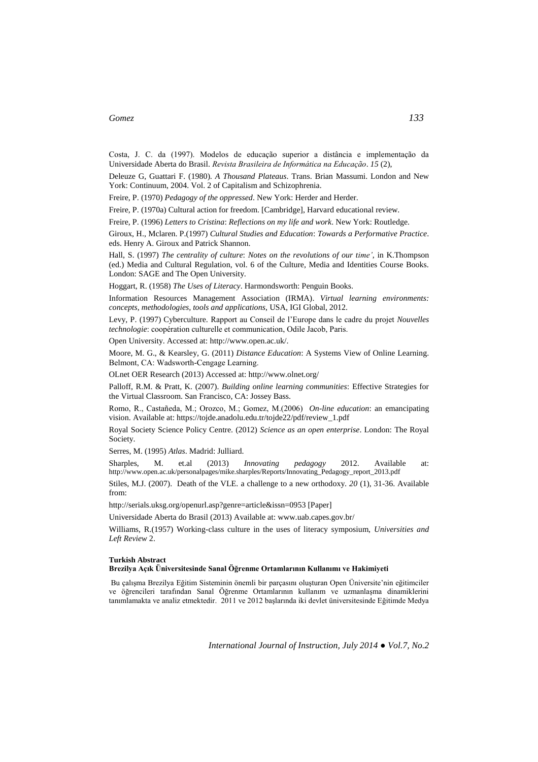Costa, J. C. da (1997). Modelos de educação superior a distância e implementação da Universidade Aberta do Brasil. *Revista Brasileira de Informática na Educação*. *15* (2),

Deleuze G, Guattari F. (1980). *A Thousand Plateaus*. Trans. Brian Massumi. London and New York: Continuum, 2004. Vol. 2 of Capitalism and Schizophrenia.

Freire, P. (1970) *Pedagogy of the oppressed*. New York: Herder and Herder.

Freire, P. (1970a) Cultural action for freedom. [Cambridge], Harvard educational review.

Freire, P. (1996) *Letters to Cristina*: *Reflections on my life and work*. New York: Routledge.

Giroux, H., Mclaren. P.(1997) *Cultural Studies and Education*: *Towards a Performative Practice*. eds. Henry A. Giroux and Patrick Shannon.

Hall, S. (1997) *The centrality of culture*: *Notes on the revolutions of our time'*, in K.Thompson (ed.) Media and Cultural Regulation, vol. 6 of the Culture, Media and Identities Course Books. London: SAGE and The Open University.

Hoggart, R. (1958) *The Uses of Literacy*. Harmondsworth: Penguin Books.

Information Resources Management Association (IRMA). *Virtual learning environments: concepts, methodologies, tools and applications*, USA, IGI Global, 2012.

Levy, P. (1997) Cyberculture. Rapport au Conseil de l'Europe dans le cadre du projet *Nouvelles technologie*: coopération culturelle et communication, Odile Jacob, Paris.

Open University. Accessed at: http://www.open.ac.uk/.

Moore, M. G., & Kearsley, G. (2011) *Distance Education*: A Systems View of Online Learning. Belmont, CA: Wadsworth-Cengage Learning.

OLnet OER Research (2013) Accessed at: http://www.olnet.org/

Palloff, R.M. & Pratt, K. (2007). *Building online learning communities*: Effective Strategies for the Virtual Classroom. San Francisco, CA: Jossey Bass.

Romo, R., Castañeda, M.; Orozco, M.; Gomez, M.(2006) *On-line education*: an emancipating vision. Available at: https://tojde.anadolu.edu.tr/tojde22/pdf/review_1.pdf

Royal Society Science Policy Centre. (2012) *Science as an open enterprise*. London: The Royal Society.

Serres, M. (1995) *Atlas*. Madrid: Julliard.

Sharples, M. et.al (2013) *Innovating pedagogy* 2012. Available at: http://www.open.ac.uk/personalpages/mike.sharples/Reports/Innovating_Pedagogy_report_2013.pdf

Stiles, M.J. (2007). Death of the VLE. a challenge to a new orthodoxy. *20* (1), 31-36. Available from:

http://serials.uksg.org/openurl.asp?genre=article&issn=0953 [Paper]

Universidade Aberta do Brasil (2013) Available at: www.uab.capes.gov.br/

Williams, R.(1957) Working-class culture in the uses of literacy symposium, *Universities and Left Review* 2.

**Turkish Abstract**
**Brezilya Açık Üniversitesinde Sanal Öğrenme Ortamlarının Kullanımı ve Hakimiyeti**

Bu çalışma Brezilya Eğitim Sisteminin önemli bir parçasını oluşturan Open Üniversite'nin eğitimciler ve öğrencileri tarafından Sanal Öğrenme Ortamlarının kullanım ve uzmanlaşma dinamiklerini tanımlamakta ve analiz etmektedir. 2011 ve 2012 başlarında iki devlet üniversitesinde Eğitimde Medya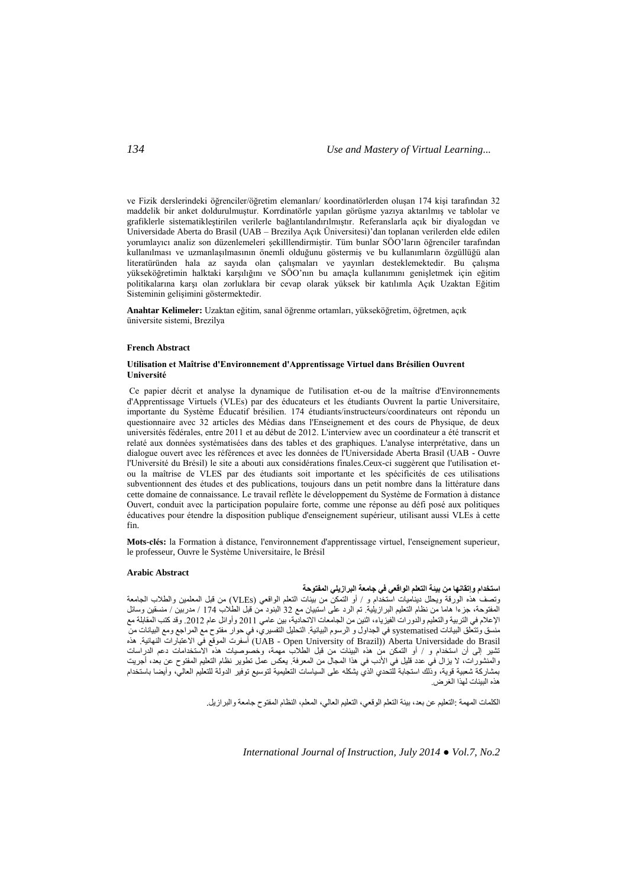ve Fizik derslerindeki öğrenciler/öğretim elemanları/ koordinatörlerden oluşan 174 kişi tarafından 32 maddelik bir anket doldurulmuştur. Korrdinatörle yapılan görüşme yazıya aktarılmış ve tablolar ve grafiklerle sistematikleştirilen verilerle bağlantılandırılmıştır. Referanslarla açık bir diyalogdan ve Universidade Aberta do Brasil (UAB – Brezilya Açık Üniversitesi)'dan toplanan verilerden elde edilen yorumlayıcı analiz son düzenlemeleri şekilllendirmiştir. Tüm bunlar SÖO'ların öğrenciler tarafından kullanılması ve uzmanlaşılmasının önemli olduğunu göstermiş ve bu kullanımların özgüllüğü alan literatüründen hala az sayıda olan çalışmaları ve yayınları desteklemektedir. Bu çalışma yükseköğretimin halktaki karşılığını ve SÖO'nın bu amaçla kullanımını genişletmek için eğitim politikalarına karşı olan zorluklara bir cevap olarak yüksek bir katılımla Açık Uzaktan Eğitim Sisteminin gelişimini göstermektedir.

**Anahtar Kelimeler:** Uzaktan eğitim, sanal öğrenme ortamları, yükseköğretim, öğretmen, açık üniversite sistemi, Brezilya

#### French Abstract

**Utilisation et Maîtrise d'Environnement d'Apprentissage Virtuel dans Brésilien Ouvrent Université**

Ce papier décrit et analyse la dynamique de l'utilisation et-ou de la maîtrise d'Environnements d'Apprentissage Virtuels (VLEs) par des éducateurs et les étudiants Ouvrent la partie Universitaire, importante du Système Éducatif brésilien. 174 étudiants/instructeurs/coordinateurs ont répondu un questionnaire avec 32 articles des Médias dans l'Enseignement et des cours de Physique, de deux universités fédérales, entre 2011 et au début de 2012. L'interview avec un coordinateur a été transcrit et relaté aux données systématisées dans des tables et des graphiques. L'analyse interprétative, dans un dialogue ouvert avec les références et avec les données de l'Universidade Aberta Brasil (UAB - Ouvre l'Université du Brésil) le site a abouti aux considérations finales.Ceux-ci suggèrent que l'utilisation et-ou la maîtrise de VLES par des étudiants soit importante et les spécificités de ces utilisations subventionnent des études et des publications, toujours dans un petit nombre dans la littérature dans cette domaine de connaissance. Le travail reflète le développement du Système de Formation à distance Ouvert, conduit avec la participation populaire forte, comme une réponse au défi posé aux politiques éducatives pour étendre la disposition publique d'enseignement supérieur, utilisant aussi VLEs à cette fin.

**Mots-clés:** la Formation à distance, l'environnement d'apprentissage virtuel, l'enseignement superieur, le professeur, Ouvre le Système Universitaire, le Brésil

#### Arabic Abstract

**استخدام وإتقانها من بيئة التعلم الواقعي في جامعة البرازيلي المفتوحة**

وتصف هذه الورقة ويحلل ديناميات استخدام و / أو التمكن من بيئات التعلم الواقعي (VLEs) من قبل المعلمين والطلاب الجامعة المفتوحة، جزءا هاما من نظام التعليم البرازيلية. تم الرد على استبيان مع 32 البنود من قبل الطلاب 174 / مدربين / منسقين وسائل الإعلام في التربية والتعليم والدورات الفيزياء، اثنين من الجامعات الاتحادية، بين عامي 2011 وأوائل عام 2012. وقد كتب المقابلة مع منسق وتتعلق البيانات systematised في الجداول و الرسوم البيانية. التحليل التفسيري، في حوار مفتوح مع المراجع ومع البيانات من Aberta Universidade do Brasil (UAB - Open University of Brazil)) أسفرت الموقع في الاعتبارات النهائية. هذه تشير إلى أن استخدام و / أو التمكن من هذه البيئات من قبل الطلاب مهمة، وخصوصيات هذه الاستخدامات دعم الدراسات والمنشورات، لا يزال في عدد قليل في الأدب في هذا المجال من المعرفة. يعكس عمل تطوير نظام التعليم المفتوح عن بعد، أجريت بمشاركة شعبية قوية، وذلك استجابة للتحدي الذي يشكله على السياسات التعليمية لتوسيع توفير الدولة للتعليم العالي، وأيضا باستخدام هذه البيئات لهذا الغرض.

الكلمات المهمة :التعليم عن بعد، بيئة التعلم الوقعي، التعليم العالي، المعلم، النظام المفتوح جامعة والبرازيل.